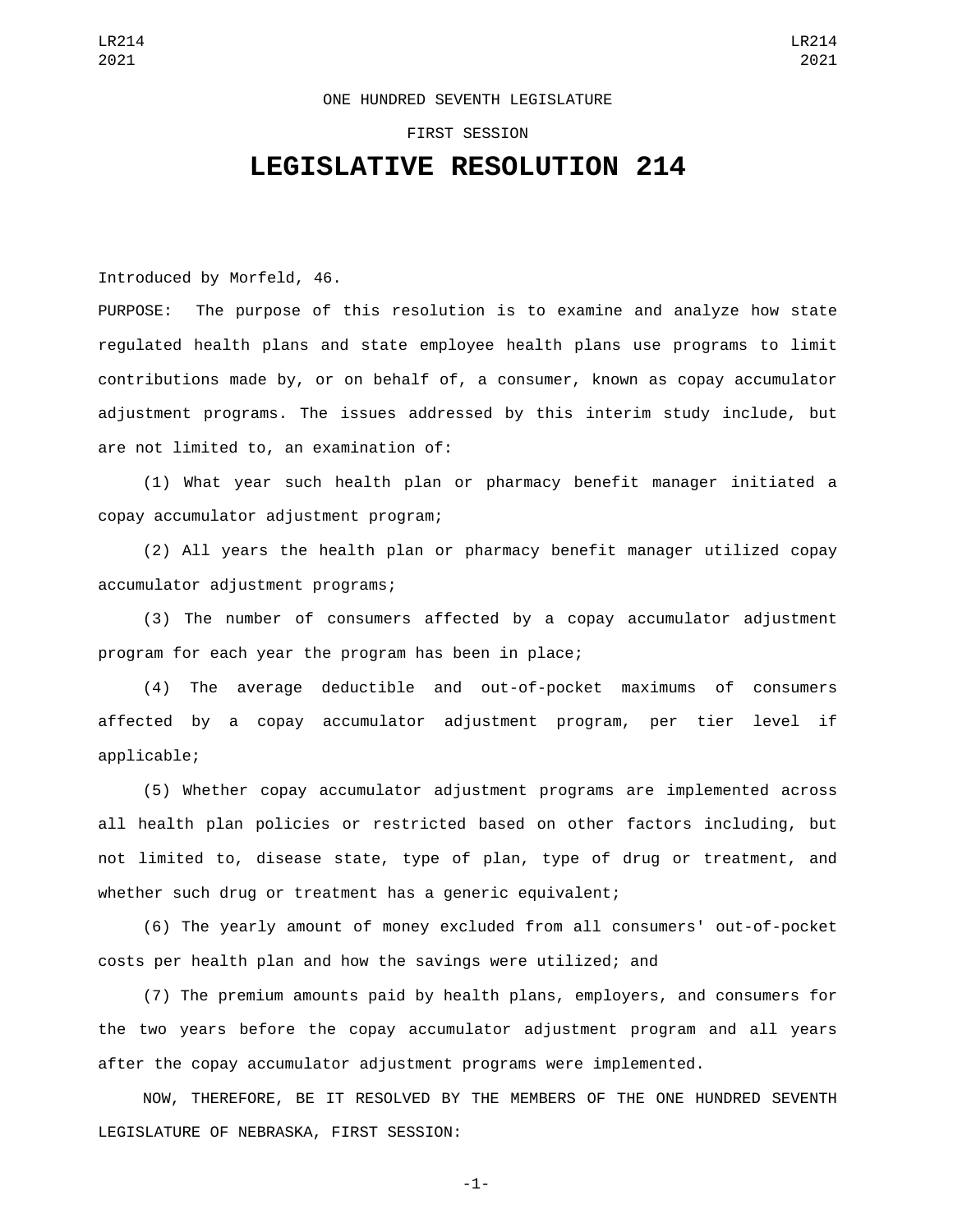ONE HUNDRED SEVENTH LEGISLATURE

FIRST SESSION

# LEGISLATIVE RESOLUTION 214

Introduced by Morfeld, 46.

PURPOSE: The purpose of this resolution is to examine and analyze how state regulated health plans and state employee health plans use programs to limit contributions made by, or on behalf of, a consumer, known as copay accumulator adjustment programs. The issues addressed by this interim study include, but are not limited to, an examination of:

(1) What year such health plan or pharmacy benefit manager initiated a copay accumulator adjustment program;

(2) All years the health plan or pharmacy benefit manager utilized copay accumulator adjustment programs;

(3) The number of consumers affected by a copay accumulator adjustment program for each year the program has been in place;

(4) The average deductible and out-of-pocket maximums of consumers affected by a copay accumulator adjustment program, per tier level if applicable;

(5) Whether copay accumulator adjustment programs are implemented across all health plan policies or restricted based on other factors including, but not limited to, disease state, type of plan, type of drug or treatment, and whether such drug or treatment has a generic equivalent;

(6) The yearly amount of money excluded from all consumers' out-of-pocket costs per health plan and how the savings were utilized; and

(7) The premium amounts paid by health plans, employers, and consumers for the two years before the copay accumulator adjustment program and all years after the copay accumulator adjustment programs were implemented.

NOW, THEREFORE, BE IT RESOLVED BY THE MEMBERS OF THE ONE HUNDRED SEVENTH LEGISLATURE OF NEBRASKA, FIRST SESSION: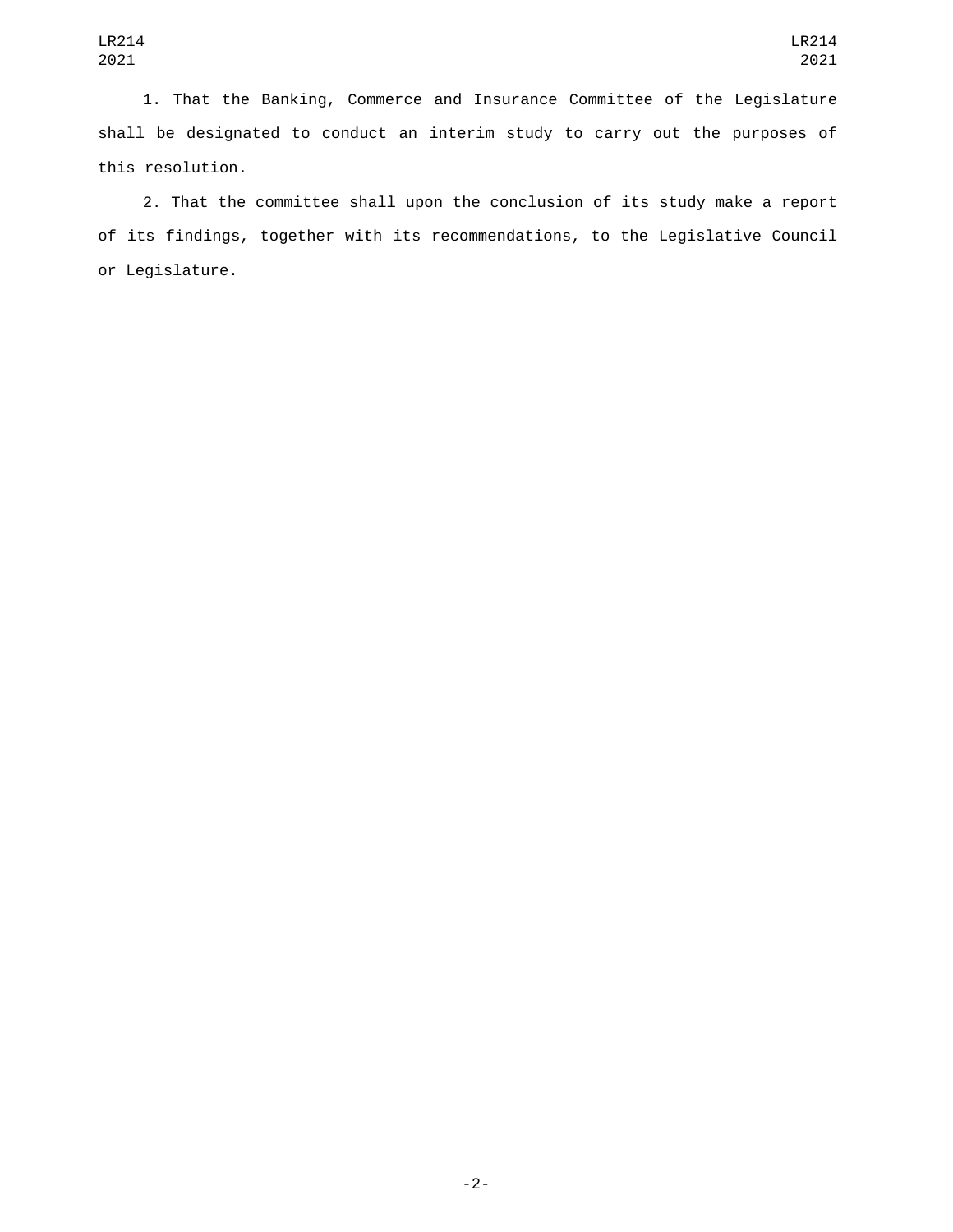1. That the Banking, Commerce and Insurance Committee of the Legislature shall be designated to conduct an interim study to carry out the purposes of this resolution.

2. That the committee shall upon the conclusion of its study make a report of its findings, together with its recommendations, to the Legislative Council or Legislature.